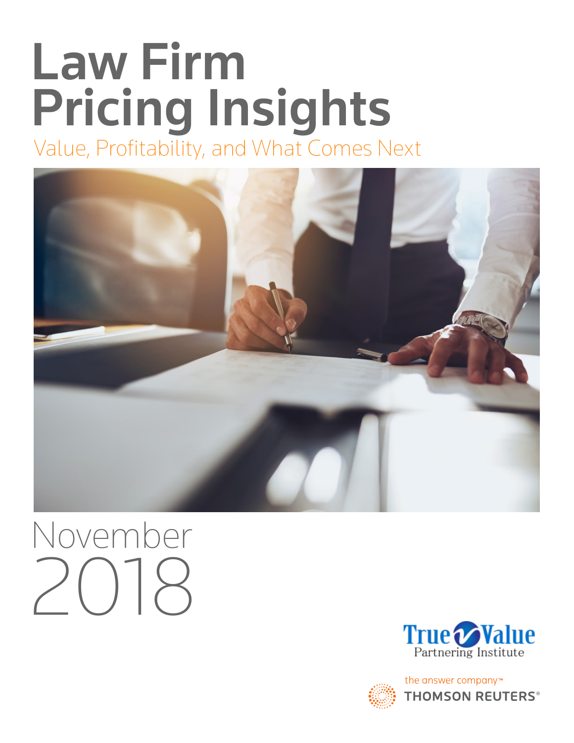# Law Firm Pricing Insights

## Value, Profitability, and What Comes Next

November 2018

True Value Partnering Institute

the answer company™ THOMSON REUTERS®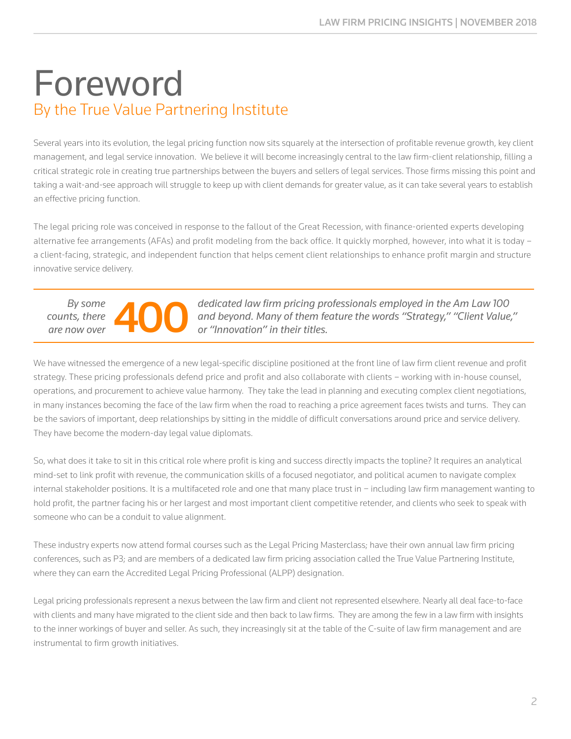# Foreword

## By the True Value Partnering Institute

Several years into its evolution, the legal pricing function now sits squarely at the intersection of profitable revenue growth, key client management, and legal service innovation. We believe it will become increasingly central to the law firm-client relationship, filling a critical strategic role in creating true partnerships between the buyers and sellers of legal services. Those firms missing this point and taking a wait-and-see approach will struggle to keep up with client demands for greater value, as it can take several years to establish an effective pricing function.

The legal pricing role was conceived in response to the fallout of the Great Recession, with finance-oriented experts developing alternative fee arrangements (AFAs) and profit modeling from the back office. It quickly morphed, however, into what it is today – a client-facing, strategic, and independent function that helps cement client relationships to enhance profit margin and structure innovative service delivery.

*By some counts, there are now over* **400** *dedicated law firm pricing professionals employed in the Am Law 100 and beyond. Many of them feature the words "Strategy," "Client Value," or "Innovation" in their titles.*

We have witnessed the emergence of a new legal-specific discipline positioned at the front line of law firm client revenue and profit strategy. These pricing professionals defend price and profit and also collaborate with clients – working with in-house counsel, operations, and procurement to achieve value harmony. They take the lead in planning and executing complex client negotiations, in many instances becoming the face of the law firm when the road to reaching a price agreement faces twists and turns. They can be the saviors of important, deep relationships by sitting in the middle of difficult conversations around price and service delivery. They have become the modern-day legal value diplomats.

So, what does it take to sit in this critical role where profit is king and success directly impacts the topline? It requires an analytical mind-set to link profit with revenue, the communication skills of a focused negotiator, and political acumen to navigate complex internal stakeholder positions. It is a multifaceted role and one that many place trust in – including law firm management wanting to hold profit, the partner facing his or her largest and most important client competitive retender, and clients who seek to speak with someone who can be a conduit to value alignment.

These industry experts now attend formal courses such as the Legal Pricing Masterclass; have their own annual law firm pricing conferences, such as P3; and are members of a dedicated law firm pricing association called the True Value Partnering Institute, where they can earn the Accredited Legal Pricing Professional (ALPP) designation.

Legal pricing professionals represent a nexus between the law firm and client not represented elsewhere. Nearly all deal face-to-face with clients and many have migrated to the client side and then back to law firms. They are among the few in a law firm with insights to the inner workings of buyer and seller. As such, they increasingly sit at the table of the C-suite of law firm management and are instrumental to firm growth initiatives.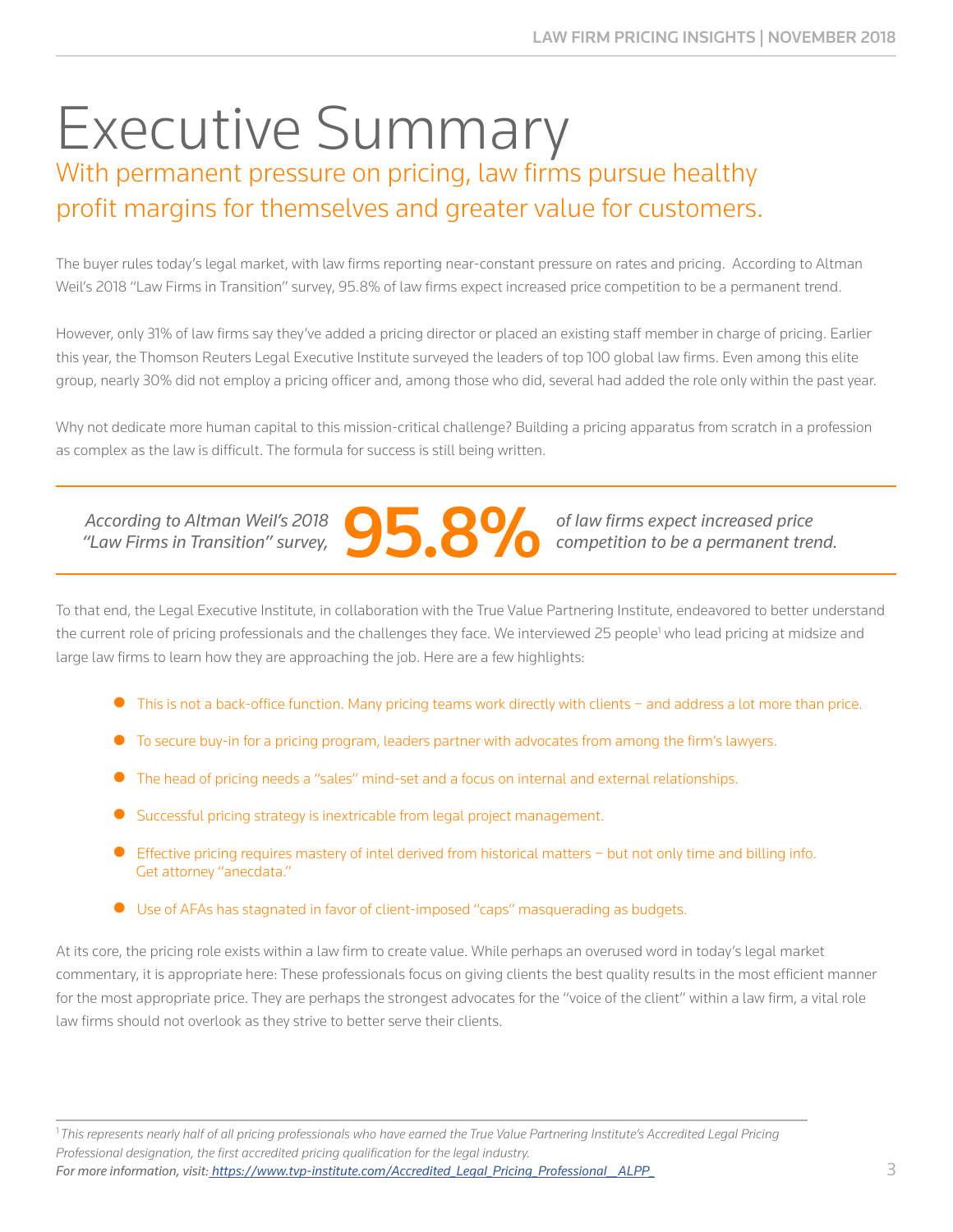# Executive Summary

## With permanent pressure on pricing, law firms pursue healthy profit margins for themselves and greater value for customers.

The buyer rules today's legal market, with law firms reporting near-constant pressure on rates and pricing. According to Altman Weil's 2018 "Law Firms in Transition" survey, 95.8% of law firms expect increased price competition to be a permanent trend.

However, only 31% of law firms say they've added a pricing director or placed an existing staff member in charge of pricing. Earlier this year, the Thomson Reuters Legal Executive Institute surveyed the leaders of top 100 global law firms. Even among this elite group, nearly 30% did not employ a pricing officer and, among those who did, several had added the role only within the past year.

Why not dedicate more human capital to this mission-critical challenge? Building a pricing apparatus from scratch in a profession as complex as the law is difficult. The formula for success is still being written.

---

*According to Altman Weil's 2018 "Law Firms in Transition" survey,* **95.8%** *of law firms expect increased price competition to be a permanent trend.*

---

To that end, the Legal Executive Institute, in collaboration with the True Value Partnering Institute, endeavored to better understand the current role of pricing professionals and the challenges they face. We interviewed 25 people[1] who lead pricing at midsize and large law firms to learn how they are approaching the job. Here are a few highlights:

- This is not a back-office function. Many pricing teams work directly with clients – and address a lot more than price.
- To secure buy-in for a pricing program, leaders partner with advocates from among the firm's lawyers.
- The head of pricing needs a "sales" mind-set and a focus on internal and external relationships.
- Successful pricing strategy is inextricable from legal project management.
- Effective pricing requires mastery of intel derived from historical matters – but not only time and billing info. Get attorney "anecdata."
- Use of AFAs has stagnated in favor of client-imposed "caps" masquerading as budgets.

At its core, the pricing role exists within a law firm to create value. While perhaps an overused word in today's legal market commentary, it is appropriate here: These professionals focus on giving clients the best quality results in the most efficient manner for the most appropriate price. They are perhaps the strongest advocates for the "voice of the client" within a law firm, a vital role law firms should not overlook as they strive to better serve their clients.

---

[1] *This represents nearly half of all pricing professionals who have earned the True Value Partnering Institute's Accredited Legal Pricing Professional designation, the first accredited pricing qualification for the legal industry.*
*For more information, visit: https://www.tvp-institute.com/Accredited_Legal_Pricing_Professional__ALPP_*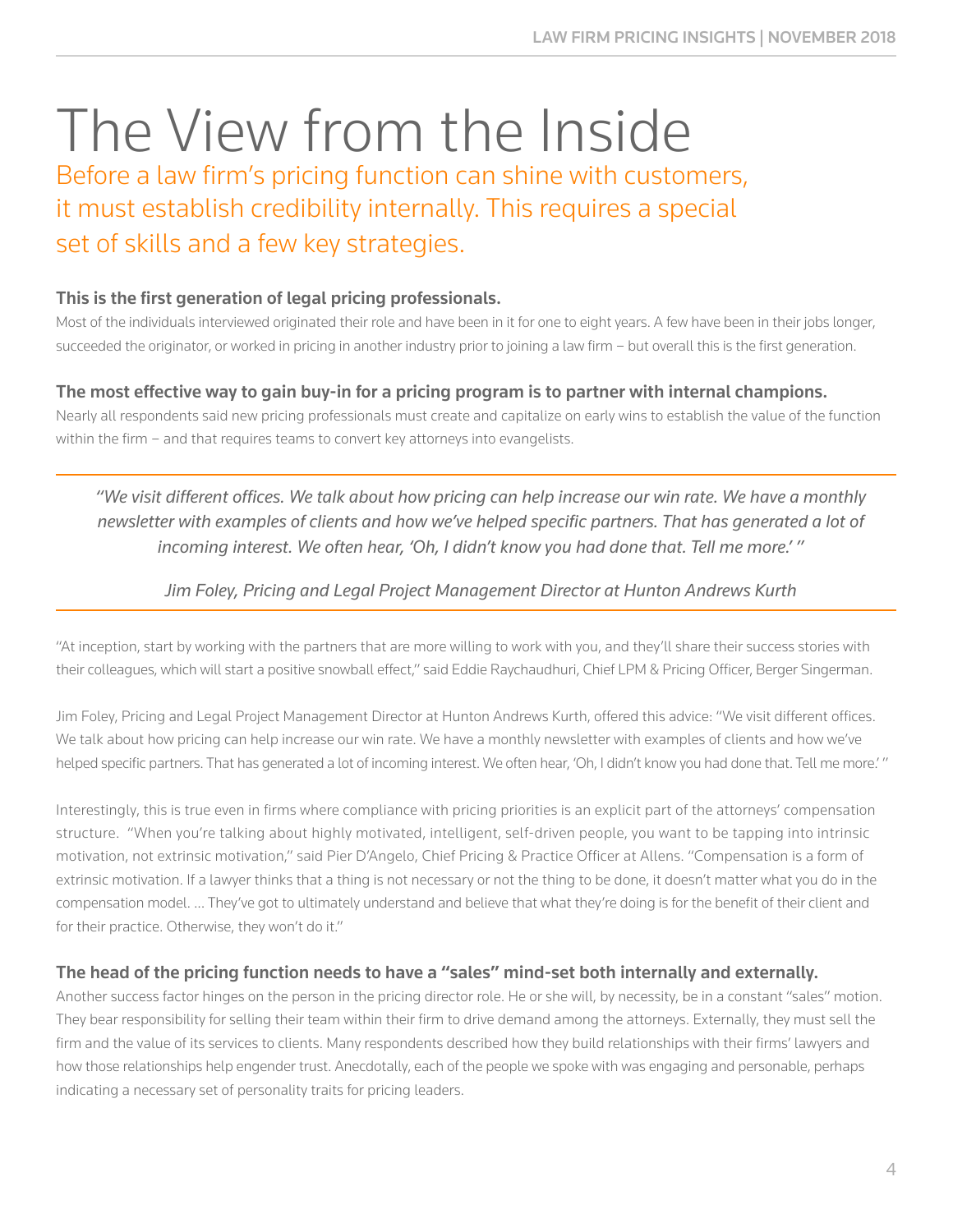# The View from the Inside

Before a law firm's pricing function can shine with customers, it must establish credibility internally. This requires a special set of skills and a few key strategies.

**This is the first generation of legal pricing professionals.**

Most of the individuals interviewed originated their role and have been in it for one to eight years. A few have been in their jobs longer, succeeded the originator, or worked in pricing in another industry prior to joining a law firm – but overall this is the first generation.

**The most effective way to gain buy-in for a pricing program is to partner with internal champions.**

Nearly all respondents said new pricing professionals must create and capitalize on early wins to establish the value of the function within the firm – and that requires teams to convert key attorneys into evangelists.

> *"We visit different offices. We talk about how pricing can help increase our win rate. We have a monthly newsletter with examples of clients and how we've helped specific partners. That has generated a lot of incoming interest. We often hear, 'Oh, I didn't know you had done that. Tell me more.' "*
>
> *Jim Foley, Pricing and Legal Project Management Director at Hunton Andrews Kurth*

"At inception, start by working with the partners that are more willing to work with you, and they'll share their success stories with their colleagues, which will start a positive snowball effect," said Eddie Raychaudhuri, Chief LPM & Pricing Officer, Berger Singerman.

Jim Foley, Pricing and Legal Project Management Director at Hunton Andrews Kurth, offered this advice: "We visit different offices. We talk about how pricing can help increase our win rate. We have a monthly newsletter with examples of clients and how we've helped specific partners. That has generated a lot of incoming interest. We often hear, 'Oh, I didn't know you had done that. Tell me more.' "

Interestingly, this is true even in firms where compliance with pricing priorities is an explicit part of the attorneys' compensation structure. "When you're talking about highly motivated, intelligent, self-driven people, you want to be tapping into intrinsic motivation, not extrinsic motivation," said Pier D'Angelo, Chief Pricing & Practice Officer at Allens. "Compensation is a form of extrinsic motivation. If a lawyer thinks that a thing is not necessary or not the thing to be done, it doesn't matter what you do in the compensation model. … They've got to ultimately understand and believe that what they're doing is for the benefit of their client and for their practice. Otherwise, they won't do it."

**The head of the pricing function needs to have a "sales" mind-set both internally and externally.**

Another success factor hinges on the person in the pricing director role. He or she will, by necessity, be in a constant "sales" motion. They bear responsibility for selling their team within their firm to drive demand among the attorneys. Externally, they must sell the firm and the value of its services to clients. Many respondents described how they build relationships with their firms' lawyers and how those relationships help engender trust. Anecdotally, each of the people we spoke with was engaging and personable, perhaps indicating a necessary set of personality traits for pricing leaders.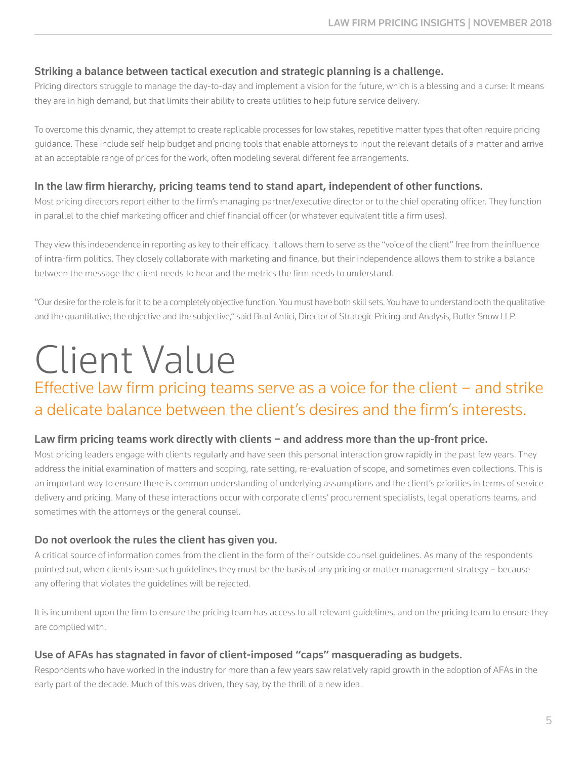### Striking a balance between tactical execution and strategic planning is a challenge.

Pricing directors struggle to manage the day-to-day and implement a vision for the future, which is a blessing and a curse: It means they are in high demand, but that limits their ability to create utilities to help future service delivery.

To overcome this dynamic, they attempt to create replicable processes for low stakes, repetitive matter types that often require pricing guidance. These include self-help budget and pricing tools that enable attorneys to input the relevant details of a matter and arrive at an acceptable range of prices for the work, often modeling several different fee arrangements.

### In the law firm hierarchy, pricing teams tend to stand apart, independent of other functions.

Most pricing directors report either to the firm's managing partner/executive director or to the chief operating officer. They function in parallel to the chief marketing officer and chief financial officer (or whatever equivalent title a firm uses).

They view this independence in reporting as key to their efficacy. It allows them to serve as the "voice of the client" free from the influence of intra-firm politics. They closely collaborate with marketing and finance, but their independence allows them to strike a balance between the message the client needs to hear and the metrics the firm needs to understand.

"Our desire for the role is for it to be a completely objective function. You must have both skill sets. You have to understand both the qualitative and the quantitative; the objective and the subjective," said Brad Antici, Director of Strategic Pricing and Analysis, Butler Snow LLP.

# Client Value

## Effective law firm pricing teams serve as a voice for the client – and strike a delicate balance between the client's desires and the firm's interests.

### Law firm pricing teams work directly with clients – and address more than the up-front price.

Most pricing leaders engage with clients regularly and have seen this personal interaction grow rapidly in the past few years. They address the initial examination of matters and scoping, rate setting, re-evaluation of scope, and sometimes even collections. This is an important way to ensure there is common understanding of underlying assumptions and the client's priorities in terms of service delivery and pricing. Many of these interactions occur with corporate clients' procurement specialists, legal operations teams, and sometimes with the attorneys or the general counsel.

### Do not overlook the rules the client has given you.

A critical source of information comes from the client in the form of their outside counsel guidelines. As many of the respondents pointed out, when clients issue such guidelines they must be the basis of any pricing or matter management strategy – because any offering that violates the guidelines will be rejected.

It is incumbent upon the firm to ensure the pricing team has access to all relevant guidelines, and on the pricing team to ensure they are complied with.

### Use of AFAs has stagnated in favor of client-imposed "caps" masquerading as budgets.

Respondents who have worked in the industry for more than a few years saw relatively rapid growth in the adoption of AFAs in the early part of the decade. Much of this was driven, they say, by the thrill of a new idea.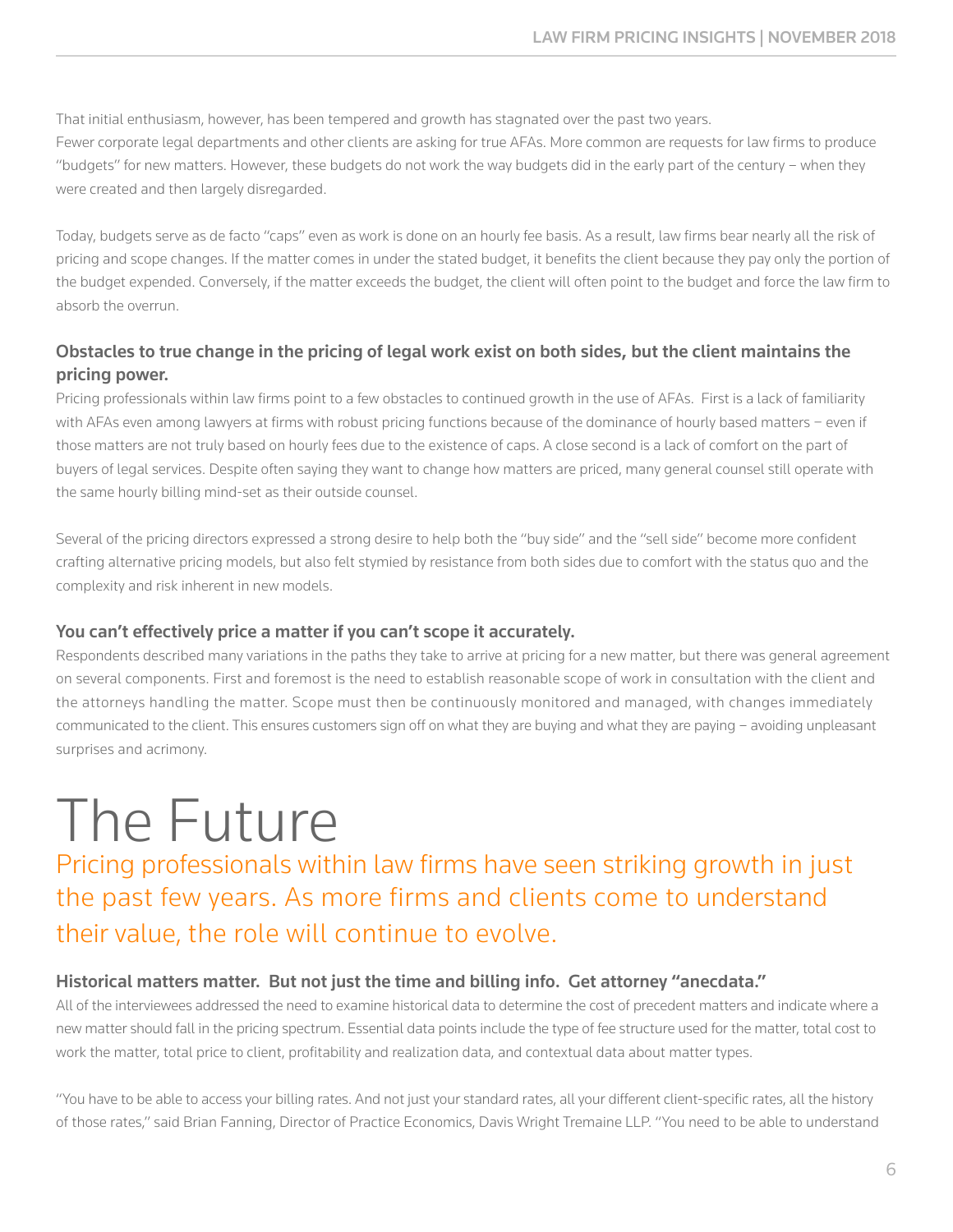That initial enthusiasm, however, has been tempered and growth has stagnated over the past two years. Fewer corporate legal departments and other clients are asking for true AFAs. More common are requests for law firms to produce "budgets" for new matters. However, these budgets do not work the way budgets did in the early part of the century – when they were created and then largely disregarded.

Today, budgets serve as de facto "caps" even as work is done on an hourly fee basis. As a result, law firms bear nearly all the risk of pricing and scope changes. If the matter comes in under the stated budget, it benefits the client because they pay only the portion of the budget expended. Conversely, if the matter exceeds the budget, the client will often point to the budget and force the law firm to absorb the overrun.

### Obstacles to true change in the pricing of legal work exist on both sides, but the client maintains the pricing power.

Pricing professionals within law firms point to a few obstacles to continued growth in the use of AFAs. First is a lack of familiarity with AFAs even among lawyers at firms with robust pricing functions because of the dominance of hourly based matters – even if those matters are not truly based on hourly fees due to the existence of caps. A close second is a lack of comfort on the part of buyers of legal services. Despite often saying they want to change how matters are priced, many general counsel still operate with the same hourly billing mind-set as their outside counsel.

Several of the pricing directors expressed a strong desire to help both the "buy side" and the "sell side" become more confident crafting alternative pricing models, but also felt stymied by resistance from both sides due to comfort with the status quo and the complexity and risk inherent in new models.

### You can't effectively price a matter if you can't scope it accurately.

Respondents described many variations in the paths they take to arrive at pricing for a new matter, but there was general agreement on several components. First and foremost is the need to establish reasonable scope of work in consultation with the client and the attorneys handling the matter. Scope must then be continuously monitored and managed, with changes immediately communicated to the client. This ensures customers sign off on what they are buying and what they are paying – avoiding unpleasant surprises and acrimony.

# The Future

## Pricing professionals within law firms have seen striking growth in just the past few years. As more firms and clients come to understand their value, the role will continue to evolve.

### Historical matters matter. But not just the time and billing info. Get attorney "anecdata."

All of the interviewees addressed the need to examine historical data to determine the cost of precedent matters and indicate where a new matter should fall in the pricing spectrum. Essential data points include the type of fee structure used for the matter, total cost to work the matter, total price to client, profitability and realization data, and contextual data about matter types.

"You have to be able to access your billing rates. And not just your standard rates, all your different client-specific rates, all the history of those rates," said Brian Fanning, Director of Practice Economics, Davis Wright Tremaine LLP. "You need to be able to understand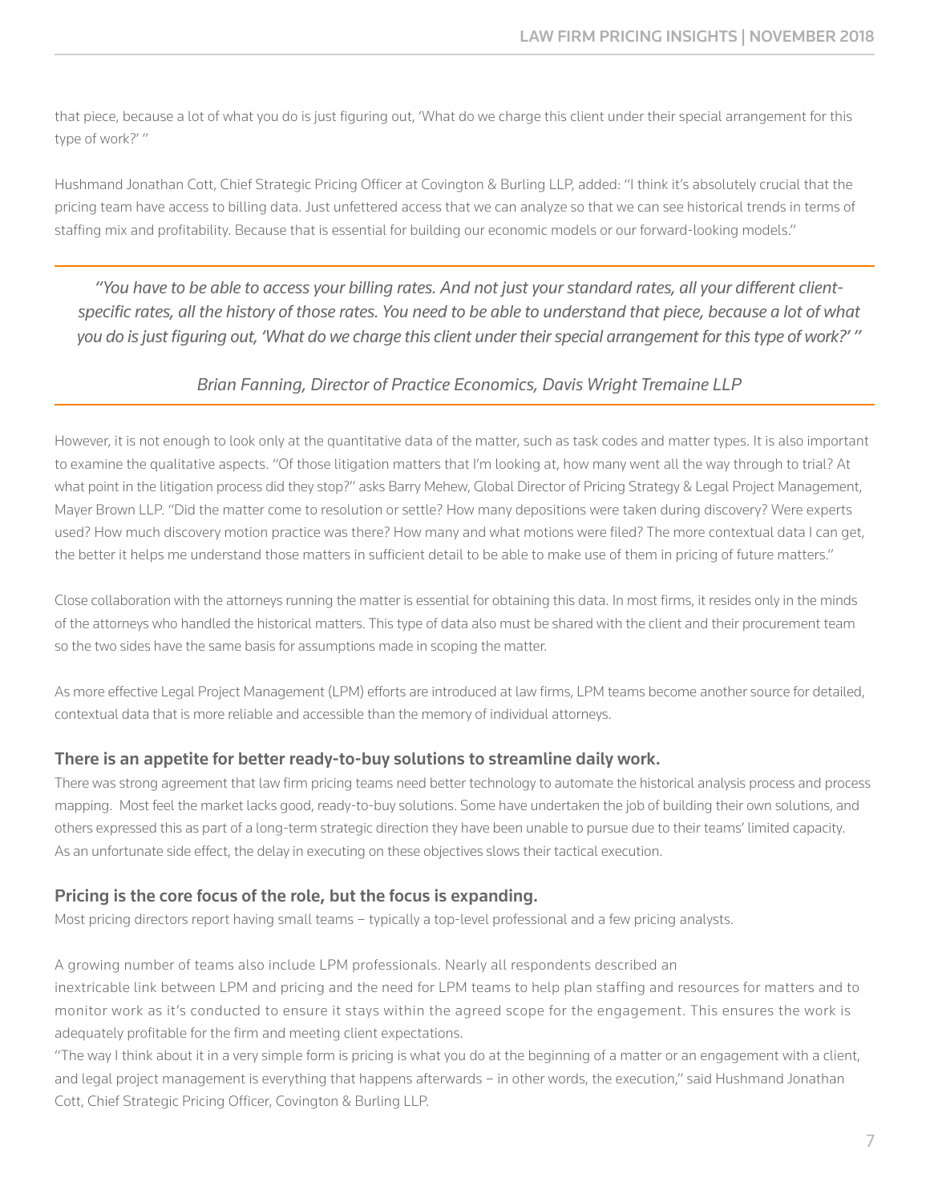that piece, because a lot of what you do is just figuring out, 'What do we charge this client under their special arrangement for this type of work?' "

Hushmand Jonathan Cott, Chief Strategic Pricing Officer at Covington & Burling LLP, added: "I think it's absolutely crucial that the pricing team have access to billing data. Just unfettered access that we can analyze so that we can see historical trends in terms of staffing mix and profitability. Because that is essential for building our economic models or our forward-looking models."

> *"You have to be able to access your billing rates. And not just your standard rates, all your different client-specific rates, all the history of those rates. You need to be able to understand that piece, because a lot of what you do is just figuring out, 'What do we charge this client under their special arrangement for this type of work?' "*
>
> *Brian Fanning, Director of Practice Economics, Davis Wright Tremaine LLP*

However, it is not enough to look only at the quantitative data of the matter, such as task codes and matter types. It is also important to examine the qualitative aspects. "Of those litigation matters that I'm looking at, how many went all the way through to trial? At what point in the litigation process did they stop?" asks Barry Mehew, Global Director of Pricing Strategy & Legal Project Management, Mayer Brown LLP. "Did the matter come to resolution or settle? How many depositions were taken during discovery? Were experts used? How much discovery motion practice was there? How many and what motions were filed? The more contextual data I can get, the better it helps me understand those matters in sufficient detail to be able to make use of them in pricing of future matters."

Close collaboration with the attorneys running the matter is essential for obtaining this data. In most firms, it resides only in the minds of the attorneys who handled the historical matters. This type of data also must be shared with the client and their procurement team so the two sides have the same basis for assumptions made in scoping the matter.

As more effective Legal Project Management (LPM) efforts are introduced at law firms, LPM teams become another source for detailed, contextual data that is more reliable and accessible than the memory of individual attorneys.

### There is an appetite for better ready-to-buy solutions to streamline daily work.

There was strong agreement that law firm pricing teams need better technology to automate the historical analysis process and process mapping. Most feel the market lacks good, ready-to-buy solutions. Some have undertaken the job of building their own solutions, and others expressed this as part of a long-term strategic direction they have been unable to pursue due to their teams' limited capacity. As an unfortunate side effect, the delay in executing on these objectives slows their tactical execution.

### Pricing is the core focus of the role, but the focus is expanding.

Most pricing directors report having small teams – typically a top-level professional and a few pricing analysts.

A growing number of teams also include LPM professionals. Nearly all respondents described an inextricable link between LPM and pricing and the need for LPM teams to help plan staffing and resources for matters and to monitor work as it's conducted to ensure it stays within the agreed scope for the engagement. This ensures the work is adequately profitable for the firm and meeting client expectations.

"The way I think about it in a very simple form is pricing is what you do at the beginning of a matter or an engagement with a client, and legal project management is everything that happens afterwards – in other words, the execution," said Hushmand Jonathan Cott, Chief Strategic Pricing Officer, Covington & Burling LLP.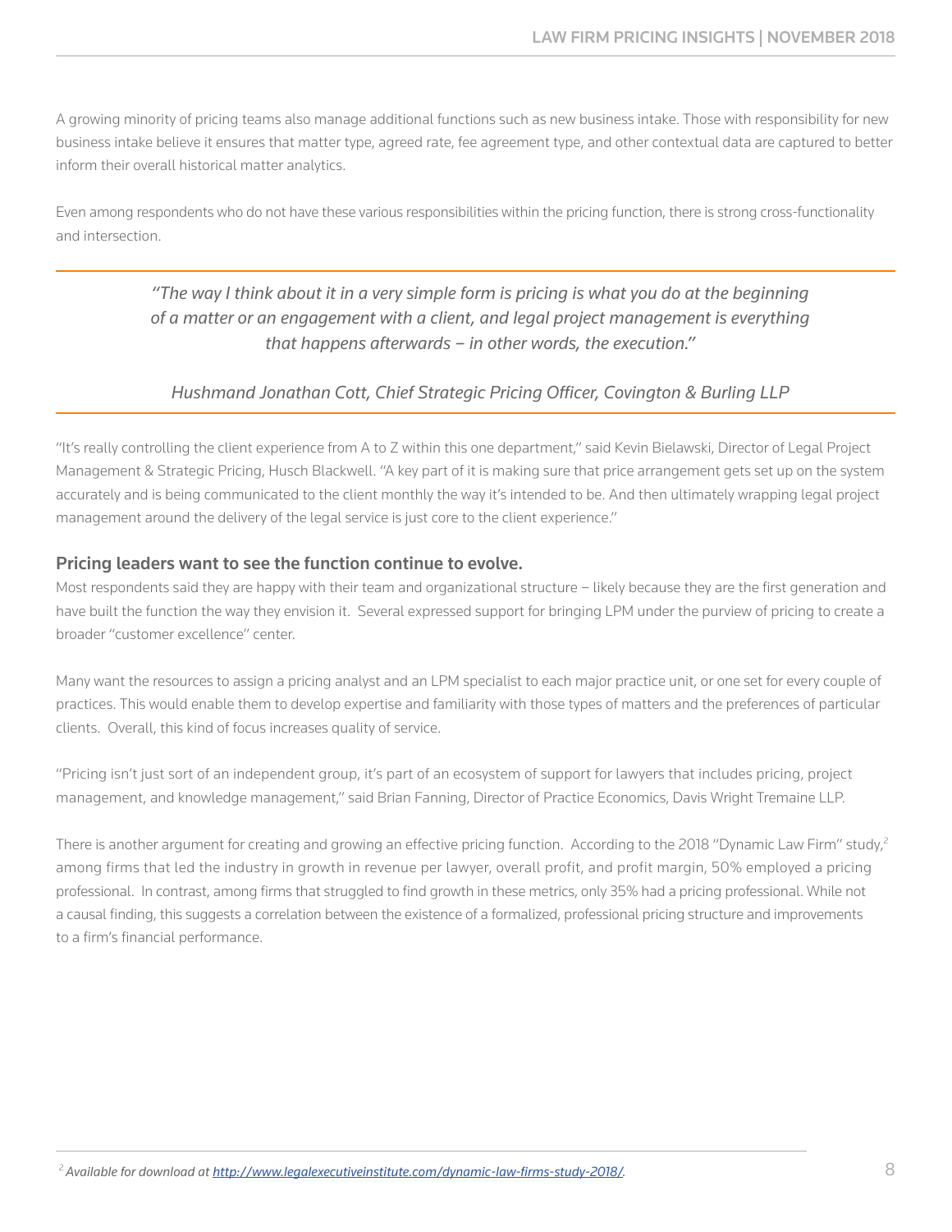A growing minority of pricing teams also manage additional functions such as new business intake. Those with responsibility for new business intake believe it ensures that matter type, agreed rate, fee agreement type, and other contextual data are captured to better inform their overall historical matter analytics.

Even among respondents who do not have these various responsibilities within the pricing function, there is strong cross-functionality and intersection.

> *"The way I think about it in a very simple form is pricing is what you do at the beginning of a matter or an engagement with a client, and legal project management is everything that happens afterwards – in other words, the execution."*
>
> *Hushmand Jonathan Cott, Chief Strategic Pricing Officer, Covington & Burling LLP*

"It's really controlling the client experience from A to Z within this one department," said Kevin Bielawski, Director of Legal Project Management & Strategic Pricing, Husch Blackwell. "A key part of it is making sure that price arrangement gets set up on the system accurately and is being communicated to the client monthly the way it's intended to be. And then ultimately wrapping legal project management around the delivery of the legal service is just core to the client experience."

### Pricing leaders want to see the function continue to evolve.

Most respondents said they are happy with their team and organizational structure – likely because they are the first generation and have built the function the way they envision it. Several expressed support for bringing LPM under the purview of pricing to create a broader "customer excellence" center.

Many want the resources to assign a pricing analyst and an LPM specialist to each major practice unit, or one set for every couple of practices. This would enable them to develop expertise and familiarity with those types of matters and the preferences of particular clients. Overall, this kind of focus increases quality of service.

"Pricing isn't just sort of an independent group, it's part of an ecosystem of support for lawyers that includes pricing, project management, and knowledge management," said Brian Fanning, Director of Practice Economics, Davis Wright Tremaine LLP.

There is another argument for creating and growing an effective pricing function. According to the 2018 "Dynamic Law Firm" study,[2] among firms that led the industry in growth in revenue per lawyer, overall profit, and profit margin, 50% employed a pricing professional. In contrast, among firms that struggled to find growth in these metrics, only 35% had a pricing professional. While not a causal finding, this suggests a correlation between the existence of a formalized, professional pricing structure and improvements to a firm's financial performance.

---

[2] *Available for download at [http://www.legalexecutiveinstitute.com/dynamic-law-firms-study-2018/](http://www.legalexecutiveinstitute.com/dynamic-law-firms-study-2018/).*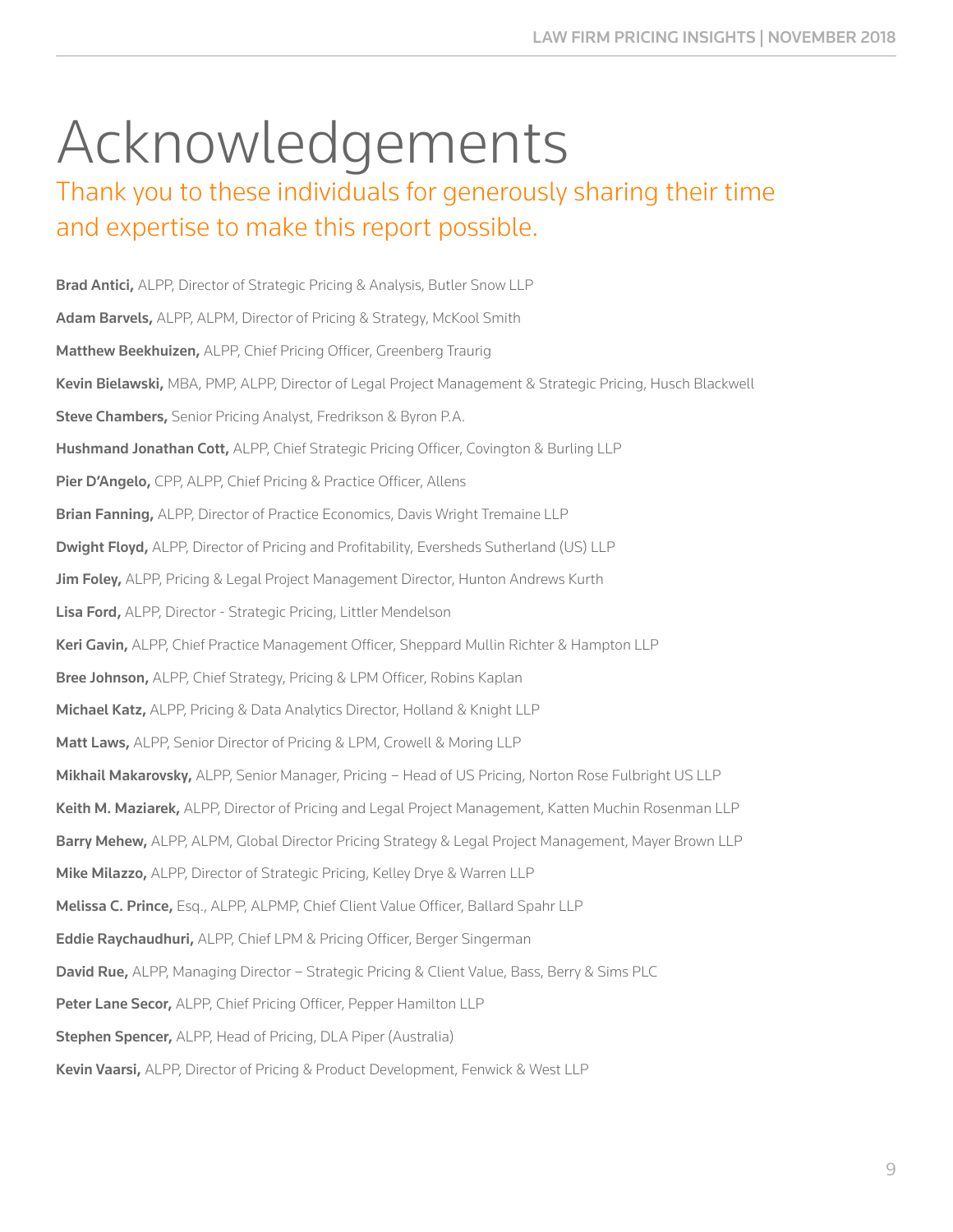# Acknowledgements

Thank you to these individuals for generously sharing their time and expertise to make this report possible.

**Brad Antici,** ALPP, Director of Strategic Pricing & Analysis, Butler Snow LLP

**Adam Barvels,** ALPP, ALPM, Director of Pricing & Strategy, McKool Smith

**Matthew Beekhuizen,** ALPP, Chief Pricing Officer, Greenberg Traurig

**Kevin Bielawski,** MBA, PMP, ALPP, Director of Legal Project Management & Strategic Pricing, Husch Blackwell

**Steve Chambers,** Senior Pricing Analyst, Fredrikson & Byron P.A.

**Hushmand Jonathan Cott,** ALPP, Chief Strategic Pricing Officer, Covington & Burling LLP

**Pier D'Angelo,** CPP, ALPP, Chief Pricing & Practice Officer, Allens

**Brian Fanning,** ALPP, Director of Practice Economics, Davis Wright Tremaine LLP

**Dwight Floyd,** ALPP, Director of Pricing and Profitability, Eversheds Sutherland (US) LLP

**Jim Foley,** ALPP, Pricing & Legal Project Management Director, Hunton Andrews Kurth

**Lisa Ford,** ALPP, Director - Strategic Pricing, Littler Mendelson

**Keri Gavin,** ALPP, Chief Practice Management Officer, Sheppard Mullin Richter & Hampton LLP

**Bree Johnson,** ALPP, Chief Strategy, Pricing & LPM Officer, Robins Kaplan

**Michael Katz,** ALPP, Pricing & Data Analytics Director, Holland & Knight LLP

**Matt Laws,** ALPP, Senior Director of Pricing & LPM, Crowell & Moring LLP

**Mikhail Makarovsky,** ALPP, Senior Manager, Pricing – Head of US Pricing, Norton Rose Fulbright US LLP

**Keith M. Maziarek,** ALPP, Director of Pricing and Legal Project Management, Katten Muchin Rosenman LLP

**Barry Mehew,** ALPP, ALPM, Global Director Pricing Strategy & Legal Project Management, Mayer Brown LLP

**Mike Milazzo,** ALPP, Director of Strategic Pricing, Kelley Drye & Warren LLP

**Melissa C. Prince,** Esq., ALPP, ALPMP, Chief Client Value Officer, Ballard Spahr LLP

**Eddie Raychaudhuri,** ALPP, Chief LPM & Pricing Officer, Berger Singerman

**David Rue,** ALPP, Managing Director – Strategic Pricing & Client Value, Bass, Berry & Sims PLC

**Peter Lane Secor,** ALPP, Chief Pricing Officer, Pepper Hamilton LLP

**Stephen Spencer,** ALPP, Head of Pricing, DLA Piper (Australia)

**Kevin Vaarsi,** ALPP, Director of Pricing & Product Development, Fenwick & West LLP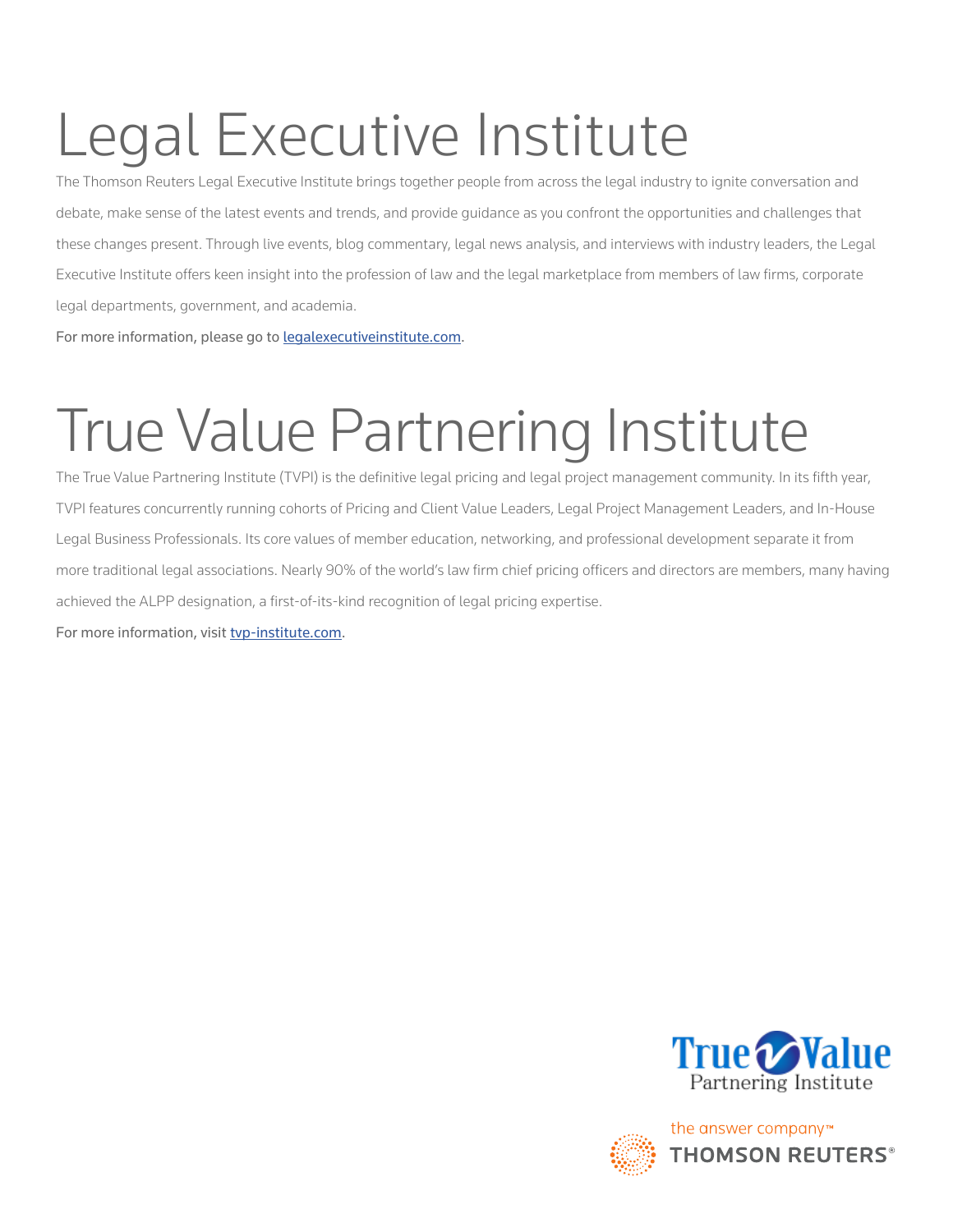# Legal Executive Institute

The Thomson Reuters Legal Executive Institute brings together people from across the legal industry to ignite conversation and debate, make sense of the latest events and trends, and provide guidance as you confront the opportunities and challenges that these changes present. Through live events, blog commentary, legal news analysis, and interviews with industry leaders, the Legal Executive Institute offers keen insight into the profession of law and the legal marketplace from members of law firms, corporate legal departments, government, and academia.

For more information, please go to legalexecutiveinstitute.com.

# True Value Partnering Institute

The True Value Partnering Institute (TVPI) is the definitive legal pricing and legal project management community. In its fifth year, TVPI features concurrently running cohorts of Pricing and Client Value Leaders, Legal Project Management Leaders, and In-House Legal Business Professionals. Its core values of member education, networking, and professional development separate it from more traditional legal associations. Nearly 90% of the world's law firm chief pricing officers and directors are members, many having achieved the ALPP designation, a first-of-its-kind recognition of legal pricing expertise.

For more information, visit tvp-institute.com.

True Value Partnering Institute

the answer company™
THOMSON REUTERS®